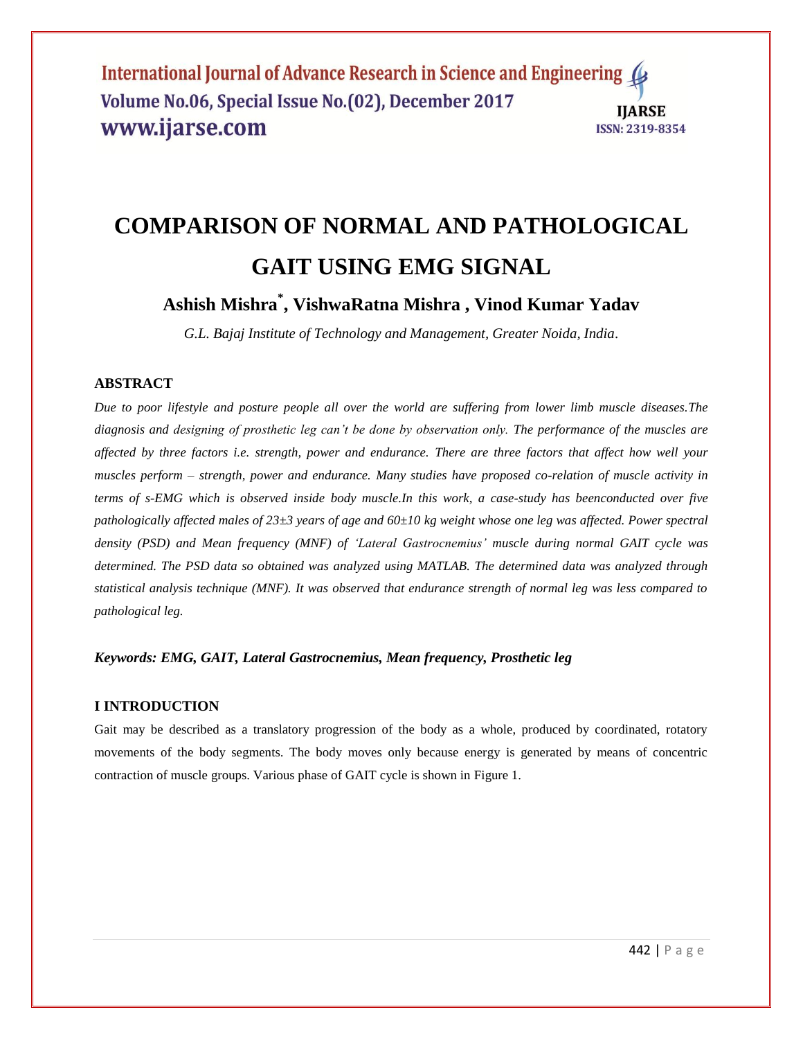# COMPARISON OF NORMAL AND PATHOLOGICAL GAIT USING EMG SIGNAL

**Ashish Mishra*, VishwaRatna Mishra , Vinod Kumar Yadav**

*G.L. Bajaj Institute of Technology and Management, Greater Noida, India.*

## ABSTRACT

*Due to poor lifestyle and posture people all over the world are suffering from lower limb muscle diseases.The diagnosis and designing of prosthetic leg can't be done by observation only. The performance of the muscles are affected by three factors i.e. strength, power and endurance. There are three factors that affect how well your muscles perform – strength, power and endurance. Many studies have proposed co-relation of muscle activity in terms of s-EMG which is observed inside body muscle.In this work, a case-study has beenconducted over five pathologically affected males of 23±3 years of age and 60±10 kg weight whose one leg was affected. Power spectral density (PSD) and Mean frequency (MNF) of 'Lateral Gastrocnemius' muscle during normal GAIT cycle was determined. The PSD data so obtained was analyzed using MATLAB. The determined data was analyzed through statistical analysis technique (MNF). It was observed that endurance strength of normal leg was less compared to pathological leg.*

***Keywords: EMG, GAIT, Lateral Gastrocnemius, Mean frequency, Prosthetic leg***

## I INTRODUCTION

Gait may be described as a translatory progression of the body as a whole, produced by coordinated, rotatory movements of the body segments. The body moves only because energy is generated by means of concentric contraction of muscle groups. Various phase of GAIT cycle is shown in Figure 1.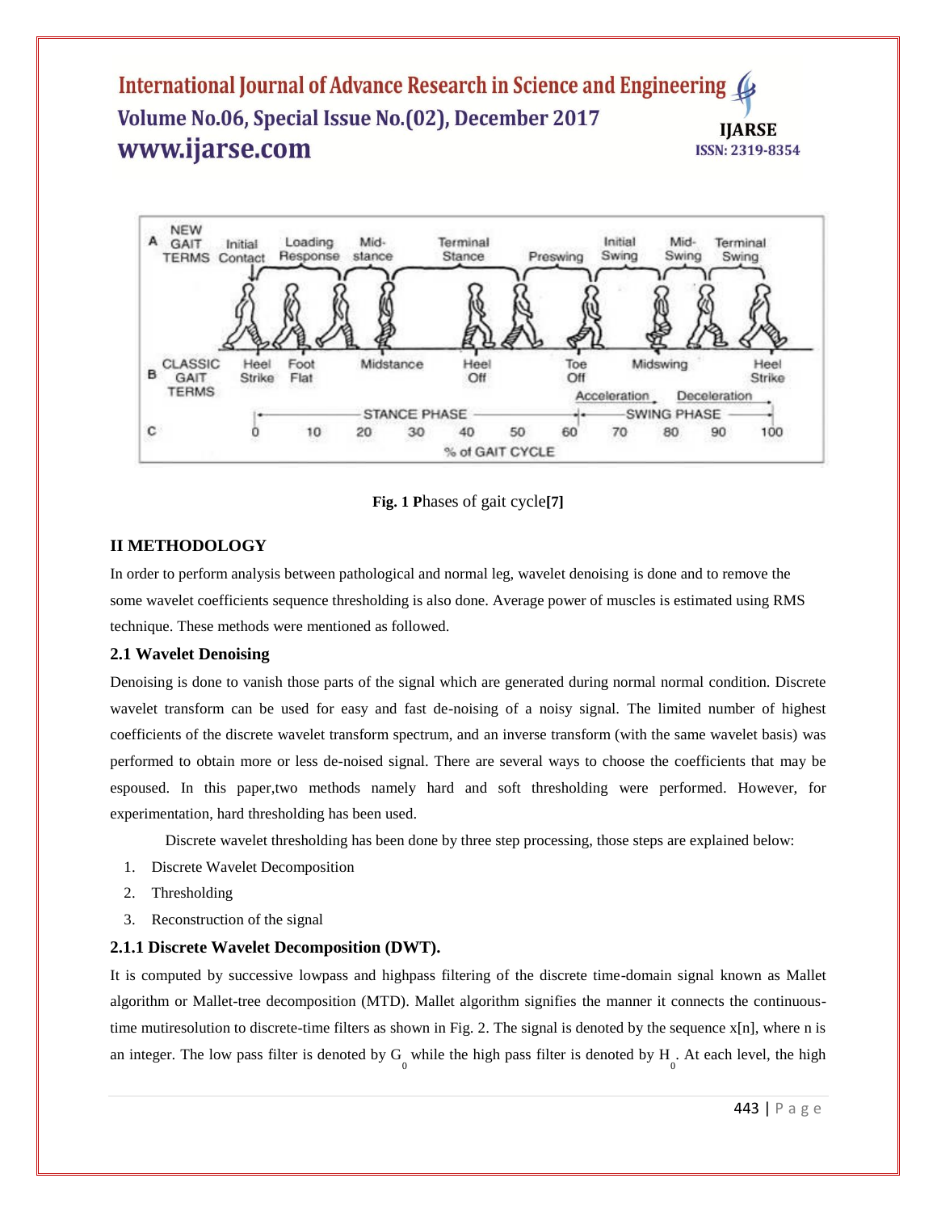**Fig. 1 P**hases of gait cycle**[7]**

## II METHODOLOGY

In order to perform analysis between pathological and normal leg, wavelet denoising is done and to remove the some wavelet coefficients sequence thresholding is also done. Average power of muscles is estimated using RMS technique. These methods were mentioned as followed.

### 2.1 Wavelet Denoising

Denoising is done to vanish those parts of the signal which are generated during normal normal condition. Discrete wavelet transform can be used for easy and fast de-noising of a noisy signal. The limited number of highest coefficients of the discrete wavelet transform spectrum, and an inverse transform (with the same wavelet basis) was performed to obtain more or less de-noised signal. There are several ways to choose the coefficients that may be espoused. In this paper,two methods namely hard and soft thresholding were performed. However, for experimentation, hard thresholding has been used.

Discrete wavelet thresholding has been done by three step processing, those steps are explained below:

1. Discrete Wavelet Decomposition
2. Thresholding
3. Reconstruction of the signal

#### 2.1.1 Discrete Wavelet Decomposition (DWT).

It is computed by successive lowpass and highpass filtering of the discrete time-domain signal known as Mallet algorithm or Mallet-tree decomposition (MTD). Mallet algorithm signifies the manner it connects the continuous-time mutiresolution to discrete-time filters as shown in Fig. 2. The signal is denoted by the sequence x[n], where n is an integer. The low pass filter is denoted by $G_0$ while the high pass filter is denoted by $H_0$. At each level, the high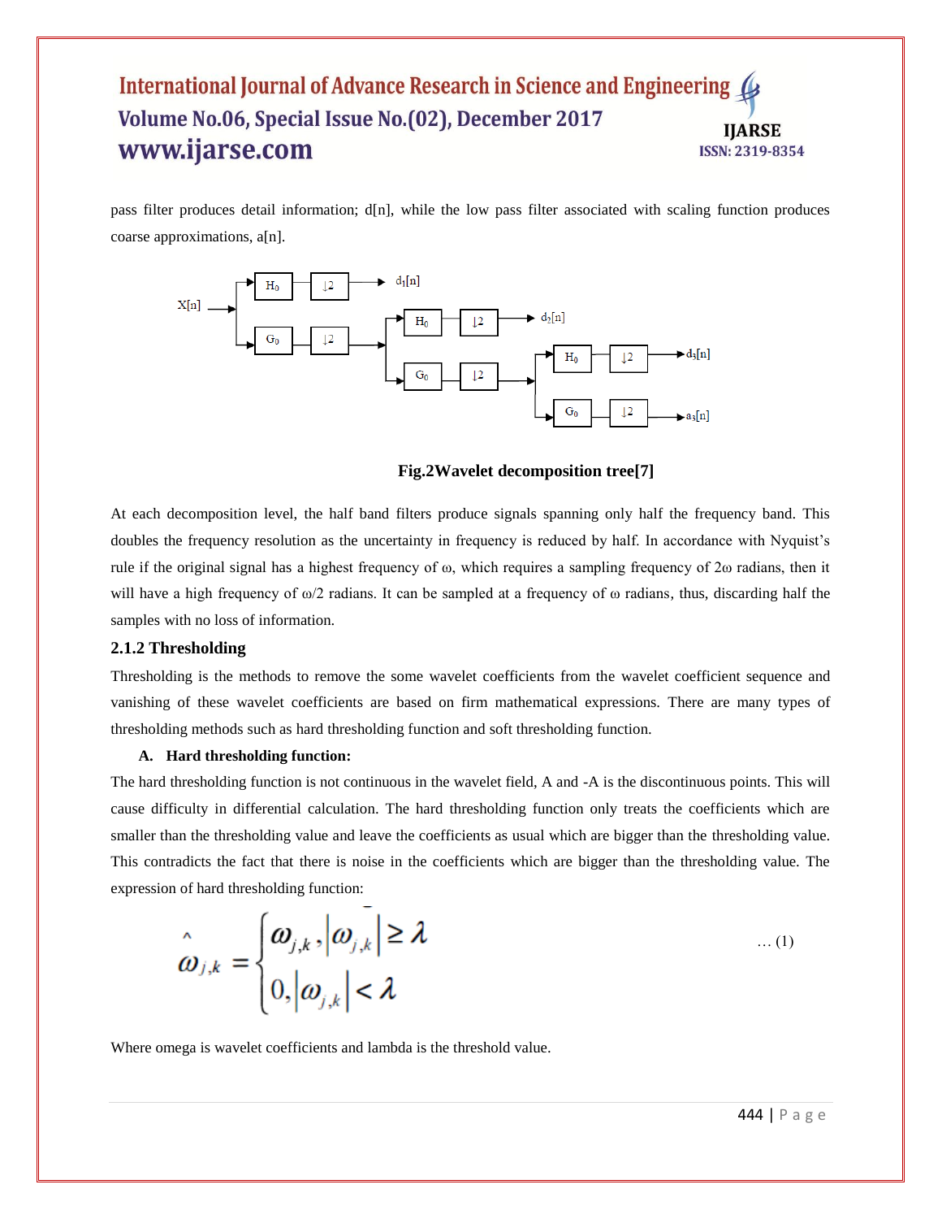pass filter produces detail information; d[n], while the low pass filter associated with scaling function produces coarse approximations, a[n].

**Fig.2Wavelet decomposition tree[7]**

At each decomposition level, the half band filters produce signals spanning only half the frequency band. This doubles the frequency resolution as the uncertainty in frequency is reduced by half. In accordance with Nyquist's rule if the original signal has a highest frequency of ω, which requires a sampling frequency of 2ω radians, then it will have a high frequency of ω/2 radians. It can be sampled at a frequency of ω radians, thus, discarding half the samples with no loss of information.

### 2.1.2 Thresholding

Thresholding is the methods to remove the some wavelet coefficients from the wavelet coefficient sequence and vanishing of these wavelet coefficients are based on firm mathematical expressions. There are many types of thresholding methods such as hard thresholding function and soft thresholding function.

**A. Hard thresholding function:**

The hard thresholding function is not continuous in the wavelet field, A and -A is the discontinuous points. This will cause difficulty in differential calculation. The hard thresholding function only treats the coefficients which are smaller than the thresholding value and leave the coefficients as usual which are bigger than the thresholding value. This contradicts the fact that there is noise in the coefficients which are bigger than the thresholding value. The expression of hard thresholding function:

$$\hat{\omega}_{j,k} = \begin{cases} \omega_{j,k}, |\omega_{j,k}| \geq \lambda \\ 0, |\omega_{j,k}| < \lambda \end{cases} \quad \ldots (1)$$

Where omega is wavelet coefficients and lambda is the threshold value.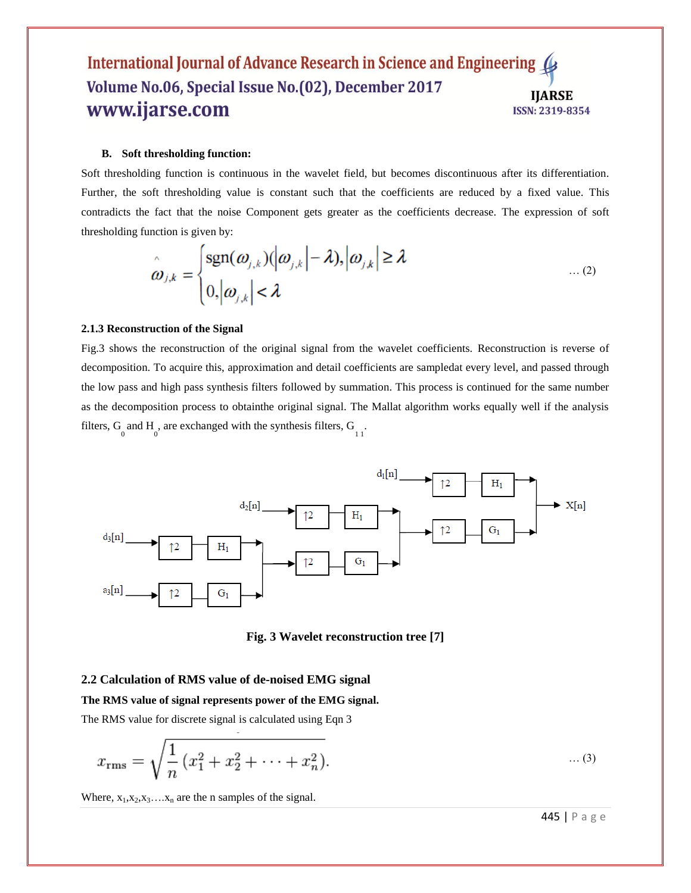**B. Soft thresholding function:**

Soft thresholding function is continuous in the wavelet field, but becomes discontinuous after its differentiation. Further, the soft thresholding value is constant such that the coefficients are reduced by a fixed value. This contradicts the fact that the noise Component gets greater as the coefficients decrease. The expression of soft thresholding function is given by:

$$\hat{\omega}_{j,k} = \begin{cases} \operatorname{sgn}(\omega_{j,k})(|\omega_{j,k}| - \lambda), |\omega_{j,k}| \geq \lambda \\ 0, |\omega_{j,k}| < \lambda \end{cases} \quad \ldots (2)$$

### 2.1.3 Reconstruction of the Signal

Fig.3 shows the reconstruction of the original signal from the wavelet coefficients. Reconstruction is reverse of decomposition. To acquire this, approximation and detail coefficients are sampledat every level, and passed through the low pass and high pass synthesis filters followed by summation. This process is continued for the same number as the decomposition process to obtainthe original signal. The Mallat algorithm works equally well if the analysis filters, $G_0$ and $H_0$, are exchanged with the synthesis filters, $G_{1\,1}$.

**Fig. 3 Wavelet reconstruction tree [7]**

## 2.2 Calculation of RMS value of de-noised EMG signal

**The RMS value of signal represents power of the EMG signal.**

The RMS value for discrete signal is calculated using Eqn 3

$$x_{\text{rms}} = \sqrt{\frac{1}{n}\left(x_1^2 + x_2^2 + \cdots + x_n^2\right)}. \quad \ldots (3)$$

Where, $x_1, x_2, x_3 \ldots . x_n$ are the n samples of the signal.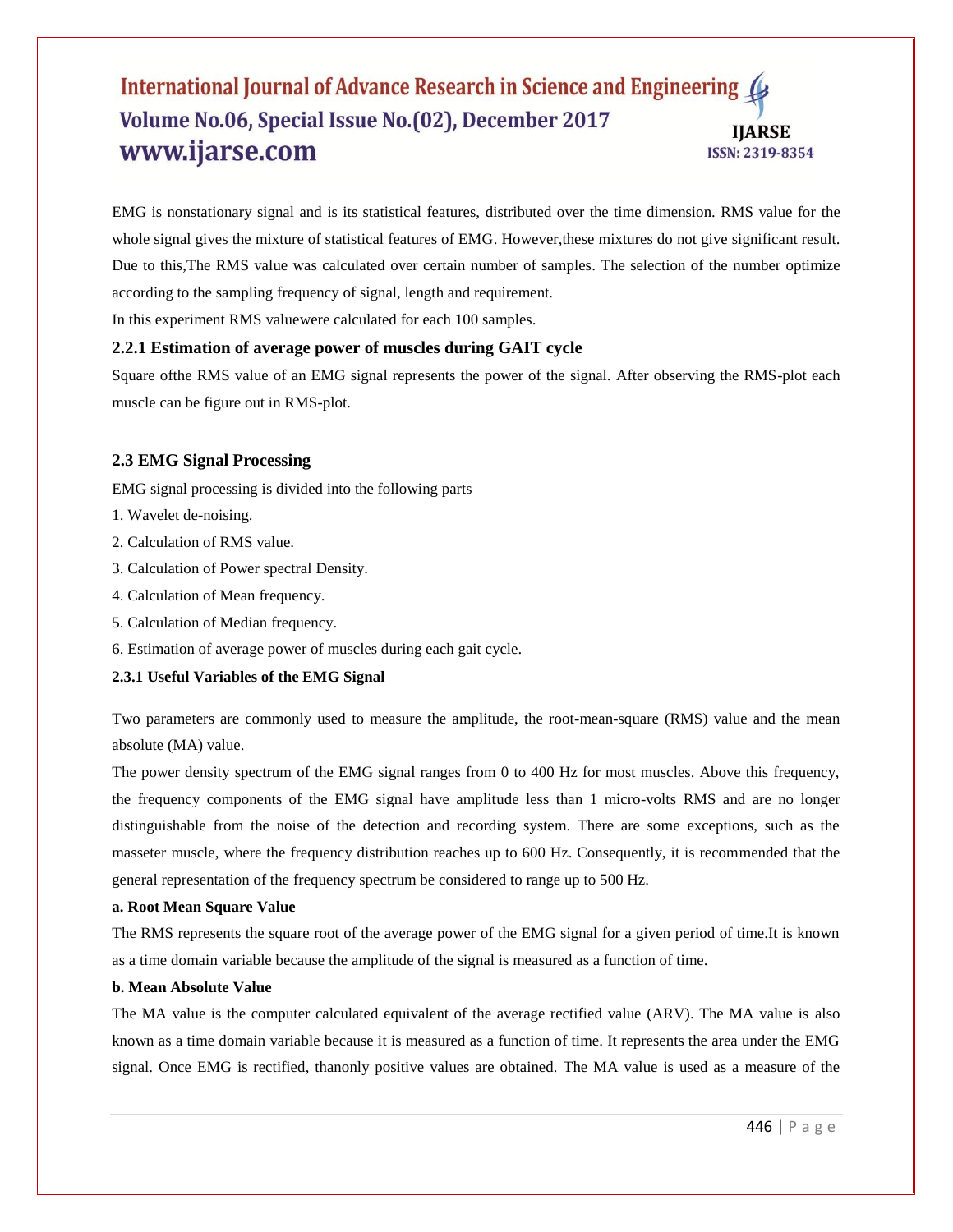EMG is nonstationary signal and is its statistical features, distributed over the time dimension. RMS value for the whole signal gives the mixture of statistical features of EMG. However,these mixtures do not give significant result. Due to this,The RMS value was calculated over certain number of samples. The selection of the number optimize according to the sampling frequency of signal, length and requirement.

In this experiment RMS valuewere calculated for each 100 samples.

### 2.2.1 Estimation of average power of muscles during GAIT cycle

Square ofthe RMS value of an EMG signal represents the power of the signal. After observing the RMS-plot each muscle can be figure out in RMS-plot.

## 2.3 EMG Signal Processing

EMG signal processing is divided into the following parts

1. Wavelet de-noising.
2. Calculation of RMS value.
3. Calculation of Power spectral Density.
4. Calculation of Mean frequency.
5. Calculation of Median frequency.
6. Estimation of average power of muscles during each gait cycle.

### 2.3.1 Useful Variables of the EMG Signal

Two parameters are commonly used to measure the amplitude, the root-mean-square (RMS) value and the mean absolute (MA) value.

The power density spectrum of the EMG signal ranges from 0 to 400 Hz for most muscles. Above this frequency, the frequency components of the EMG signal have amplitude less than 1 micro-volts RMS and are no longer distinguishable from the noise of the detection and recording system. There are some exceptions, such as the masseter muscle, where the frequency distribution reaches up to 600 Hz. Consequently, it is recommended that the general representation of the frequency spectrum be considered to range up to 500 Hz.

**a. Root Mean Square Value**

The RMS represents the square root of the average power of the EMG signal for a given period of time.It is known as a time domain variable because the amplitude of the signal is measured as a function of time.

**b. Mean Absolute Value**

The MA value is the computer calculated equivalent of the average rectified value (ARV). The MA value is also known as a time domain variable because it is measured as a function of time. It represents the area under the EMG signal. Once EMG is rectified, thanonly positive values are obtained. The MA value is used as a measure of the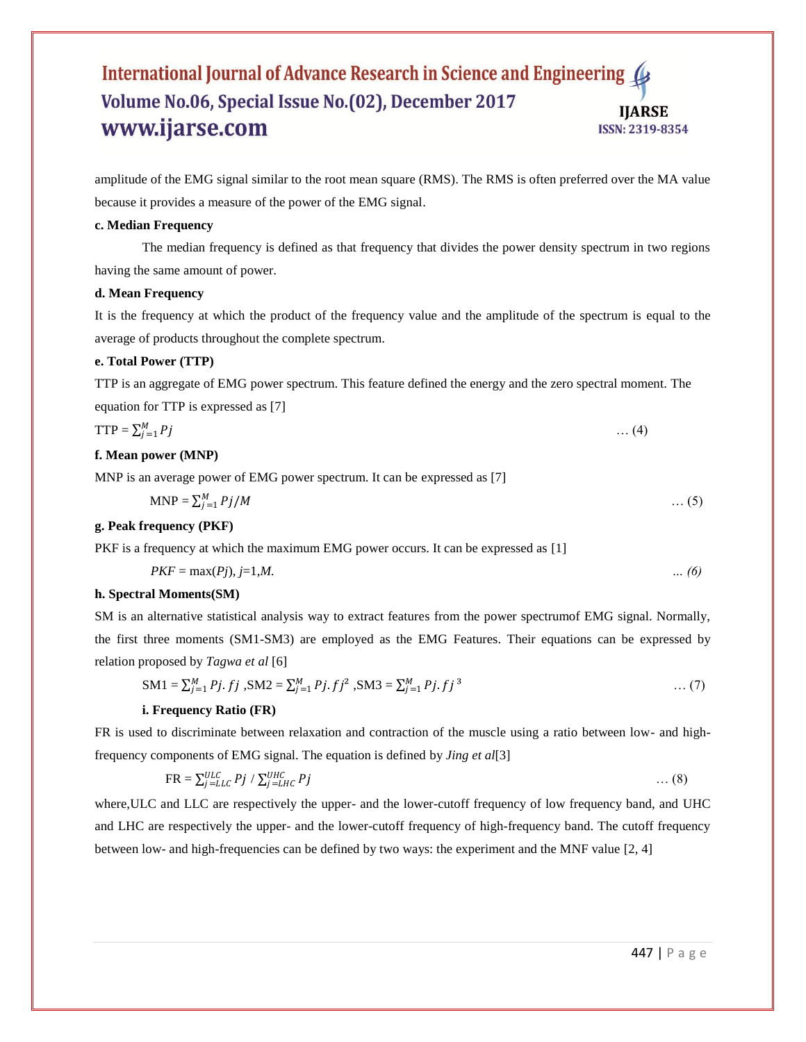amplitude of the EMG signal similar to the root mean square (RMS). The RMS is often preferred over the MA value because it provides a measure of the power of the EMG signal.

**c. Median Frequency**

The median frequency is defined as that frequency that divides the power density spectrum in two regions having the same amount of power.

**d. Mean Frequency**

It is the frequency at which the product of the frequency value and the amplitude of the spectrum is equal to the average of products throughout the complete spectrum.

**e. Total Power (TTP)**

TTP is an aggregate of EMG power spectrum. This feature defined the energy and the zero spectral moment. The equation for TTP is expressed as [7]

$$\text{TTP} = \sum_{j=1}^{M} Pj \quad \ldots (4)$$

**f. Mean power (MNP)**

MNP is an average power of EMG power spectrum. It can be expressed as [7]

$$\text{MNP} = \sum_{j=1}^{M} Pj/M \quad \ldots (5)$$

**g. Peak frequency (PKF)**

PKF is a frequency at which the maximum EMG power occurs. It can be expressed as [1]

$$PKF = \max(Pj),\ j=1,M. \quad \ldots (6)$$

**h. Spectral Moments(SM)**

SM is an alternative statistical analysis way to extract features from the power spectrumof EMG signal. Normally, the first three moments (SM1-SM3) are employed as the EMG Features. Their equations can be expressed by relation proposed by *Tagwa et al* [6]

$$\text{SM1} = \sum_{j=1}^{M} Pj.fj\ ,\text{SM2} = \sum_{j=1}^{M} Pj.fj^2\ ,\text{SM3} = \sum_{j=1}^{M} Pj.fj^3 \quad \ldots (7)$$

**i. Frequency Ratio (FR)**

FR is used to discriminate between relaxation and contraction of the muscle using a ratio between low- and high-frequency components of EMG signal. The equation is defined by *Jing et al*[3]

$$\text{FR} = \sum_{j=LLC}^{ULC} Pj \ / \sum_{j=LHC}^{UHC} Pj \quad \ldots (8)$$

where,ULC and LLC are respectively the upper- and the lower-cutoff frequency of low frequency band, and UHC and LHC are respectively the upper- and the lower-cutoff frequency of high-frequency band. The cutoff frequency between low- and high-frequencies can be defined by two ways: the experiment and the MNF value [2, 4]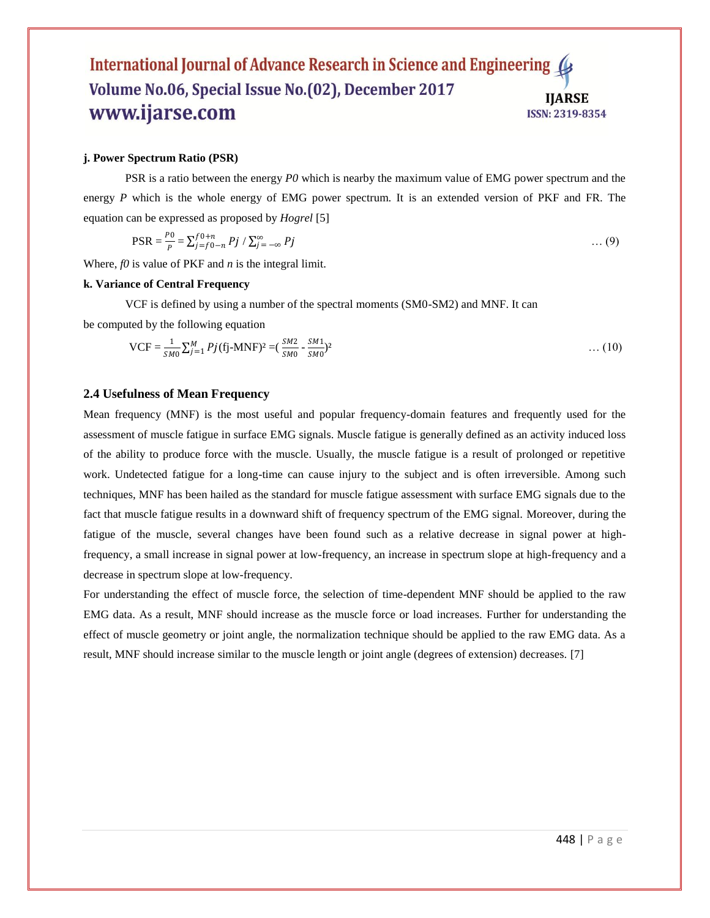**j. Power Spectrum Ratio (PSR)**

PSR is a ratio between the energy *P0* which is nearby the maximum value of EMG power spectrum and the energy *P* which is the whole energy of EMG power spectrum. It is an extended version of PKF and FR. The equation can be expressed as proposed by *Hogrel* [5]

$$\text{PSR} = \frac{P0}{P} = \sum_{j=f0-n}^{f0+n} Pj \,/\, \sum_{j=-\infty}^{\infty} Pj \qquad \ldots (9)$$

Where, *f0* is value of PKF and *n* is the integral limit.

**k. Variance of Central Frequency**

VCF is defined by using a number of the spectral moments (SM0-SM2) and MNF. It can be computed by the following equation

$$\text{VCF} = \frac{1}{SM0} \sum_{j=1}^{M} Pj(\text{fj-MNF})^2 = \left(\frac{SM2}{SM0} - \frac{SM1}{SM0}\right)^2 \qquad \ldots (10)$$

## 2.4 Usefulness of Mean Frequency

Mean frequency (MNF) is the most useful and popular frequency-domain features and frequently used for the assessment of muscle fatigue in surface EMG signals. Muscle fatigue is generally defined as an activity induced loss of the ability to produce force with the muscle. Usually, the muscle fatigue is a result of prolonged or repetitive work. Undetected fatigue for a long-time can cause injury to the subject and is often irreversible. Among such techniques, MNF has been hailed as the standard for muscle fatigue assessment with surface EMG signals due to the fact that muscle fatigue results in a downward shift of frequency spectrum of the EMG signal. Moreover, during the fatigue of the muscle, several changes have been found such as a relative decrease in signal power at high-frequency, a small increase in signal power at low-frequency, an increase in spectrum slope at high-frequency and a decrease in spectrum slope at low-frequency.

For understanding the effect of muscle force, the selection of time-dependent MNF should be applied to the raw EMG data. As a result, MNF should increase as the muscle force or load increases. Further for understanding the effect of muscle geometry or joint angle, the normalization technique should be applied to the raw EMG data. As a result, MNF should increase similar to the muscle length or joint angle (degrees of extension) decreases. [7]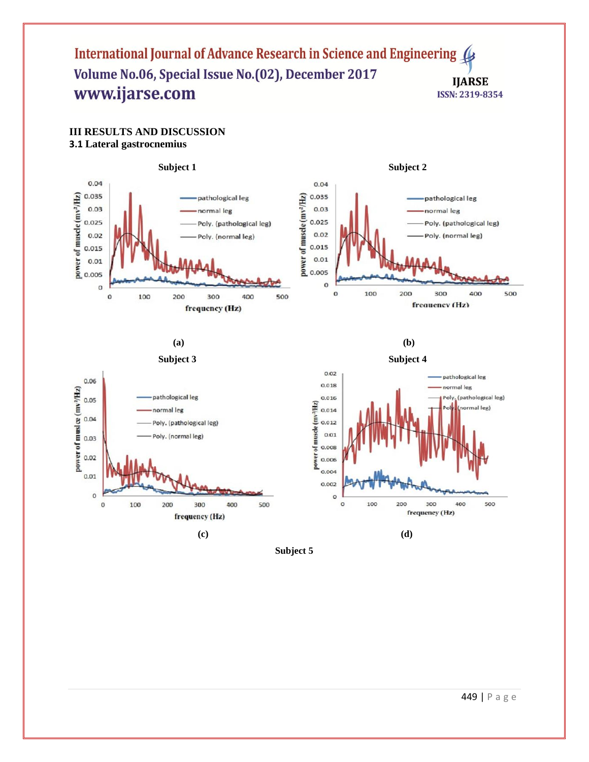## III RESULTS AND DISCUSSION

### 3.1 Lateral gastrocnemius

Subject 1

(a)

Subject 2

(b)

Subject 3

(c)

Subject 4

(d)

Subject 5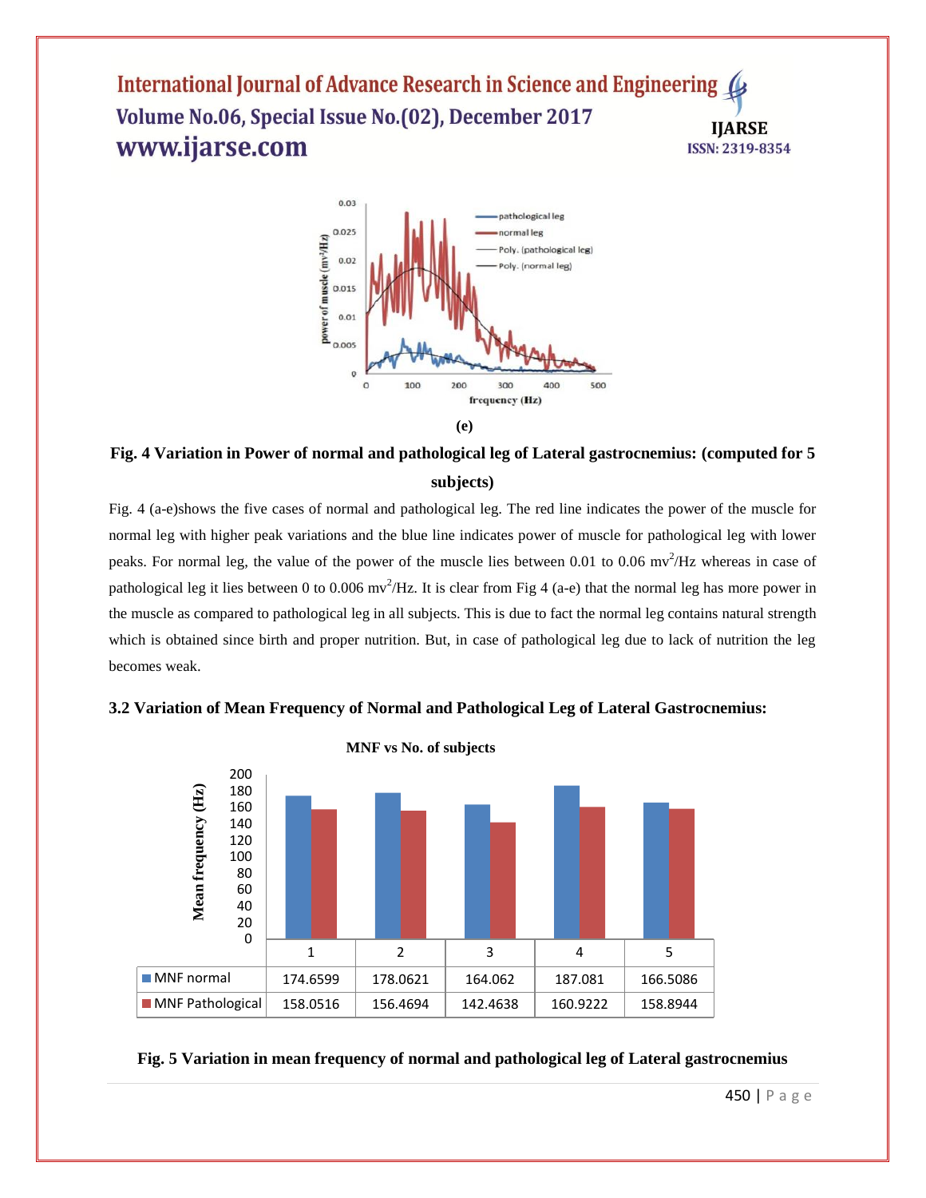(e)

**Fig. 4 Variation in Power of normal and pathological leg of Lateral gastrocnemius: (computed for 5 subjects)**

Fig. 4 (a-e)shows the five cases of normal and pathological leg. The red line indicates the power of the muscle for normal leg with higher peak variations and the blue line indicates power of muscle for pathological leg with lower peaks. For normal leg, the value of the power of the muscle lies between 0.01 to 0.06 $mv^2$/Hz whereas in case of pathological leg it lies between 0 to 0.006 $mv^2$/Hz. It is clear from Fig 4 (a-e) that the normal leg has more power in the muscle as compared to pathological leg in all subjects. This is due to fact the normal leg contains natural strength which is obtained since birth and proper nutrition. But, in case of pathological leg due to lack of nutrition the leg becomes weak.

### 3.2 Variation of Mean Frequency of Normal and Pathological Leg of Lateral Gastrocnemius:

**MNF vs No. of subjects**

| | 1 | 2 | 3 | 4 | 5 |
|---|---|---|---|---|---|
| MNF normal | 174.6599 | 178.0621 | 164.062 | 187.081 | 166.5086 |
| MNF Pathological | 158.0516 | 156.4694 | 142.4638 | 160.9222 | 158.8944 |

**Fig. 5 Variation in mean frequency of normal and pathological leg of Lateral gastrocnemius**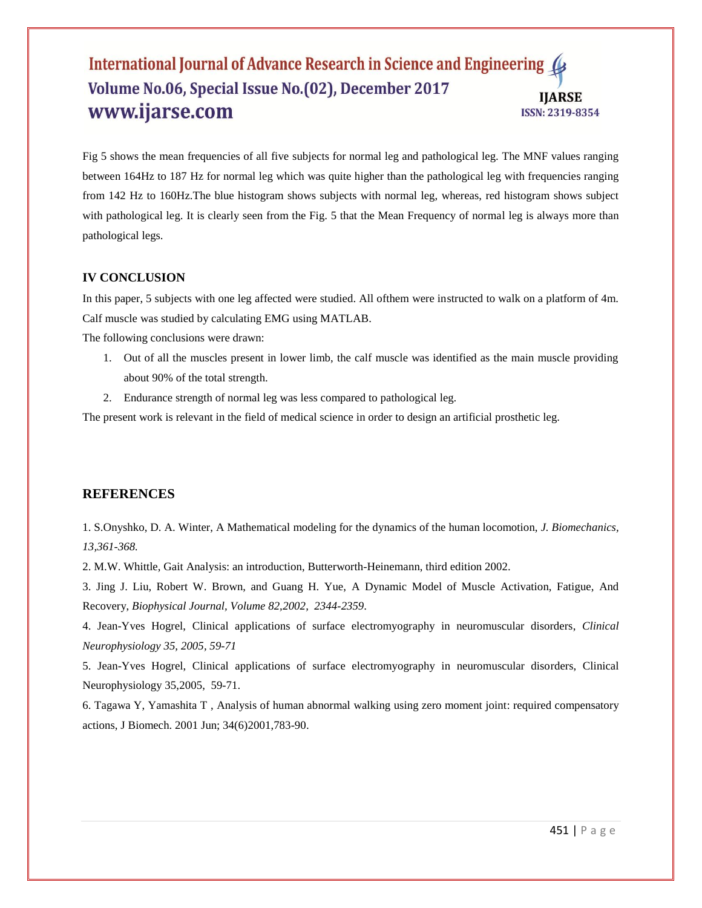Fig 5 shows the mean frequencies of all five subjects for normal leg and pathological leg. The MNF values ranging between 164Hz to 187 Hz for normal leg which was quite higher than the pathological leg with frequencies ranging from 142 Hz to 160Hz.The blue histogram shows subjects with normal leg, whereas, red histogram shows subject with pathological leg. It is clearly seen from the Fig. 5 that the Mean Frequency of normal leg is always more than pathological legs.

## IV CONCLUSION

In this paper, 5 subjects with one leg affected were studied. All ofthem were instructed to walk on a platform of 4m. Calf muscle was studied by calculating EMG using MATLAB.

The following conclusions were drawn:

1. Out of all the muscles present in lower limb, the calf muscle was identified as the main muscle providing about 90% of the total strength.
2. Endurance strength of normal leg was less compared to pathological leg.

The present work is relevant in the field of medical science in order to design an artificial prosthetic leg.

## REFERENCES

1. S.Onyshko, D. A. Winter, A Mathematical modeling for the dynamics of the human locomotion, *J. Biomechanics, 13,361-368.*

2. M.W. Whittle, Gait Analysis: an introduction, Butterworth-Heinemann, third edition 2002.

3. Jing J. Liu, Robert W. Brown, and Guang H. Yue, A Dynamic Model of Muscle Activation, Fatigue, And Recovery, *Biophysical Journal, Volume 82,2002, 2344-2359*.

4. Jean-Yves Hogrel, Clinical applications of surface electromyography in neuromuscular disorders, *Clinical Neurophysiology 35, 2005, 59-71*

5. Jean-Yves Hogrel, Clinical applications of surface electromyography in neuromuscular disorders, Clinical Neurophysiology 35,2005, 59-71.

6. Tagawa Y, Yamashita T , Analysis of human abnormal walking using zero moment joint: required compensatory actions, J Biomech. 2001 Jun; 34(6)2001,783-90.